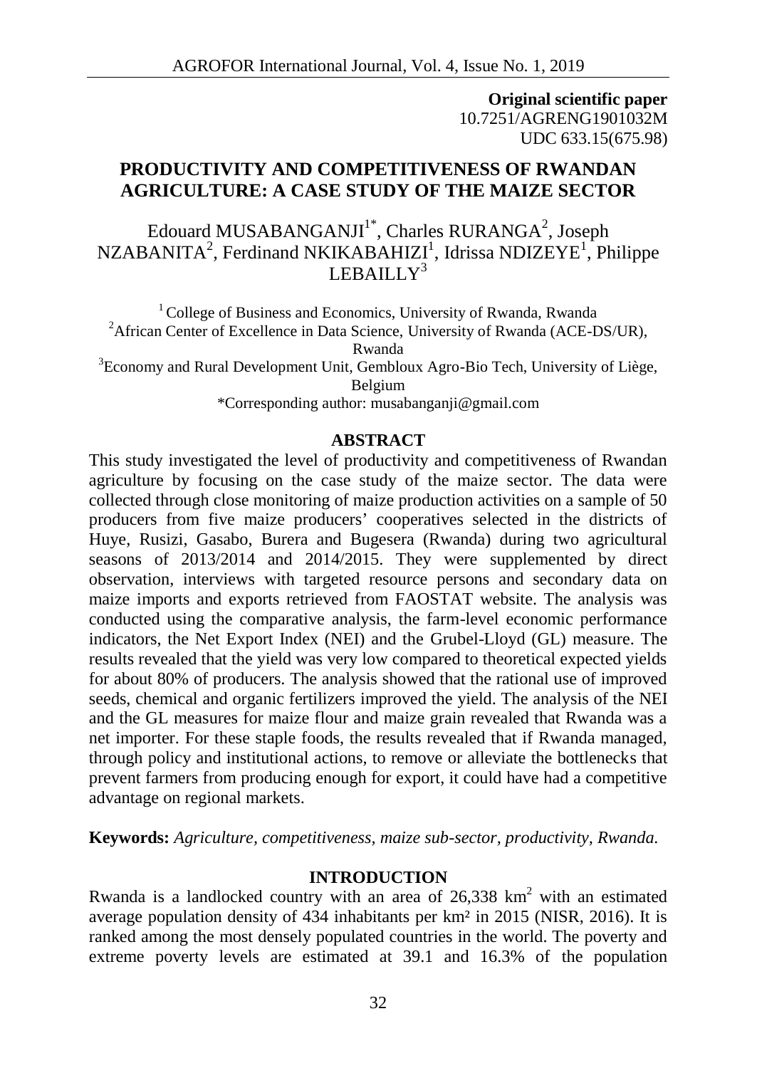**Original scientific paper**
10.7251/AGRENG1901032M
UDC 633.15(675.98)

# PRODUCTIVITY AND COMPETITIVENESS OF RWANDAN AGRICULTURE: A CASE STUDY OF THE MAIZE SECTOR

Edouard MUSABANGANJI[1*], Charles RURANGA[2], Joseph NZABANITA[2], Ferdinand NKIKABAHIZI[1], Idrissa NDIZEYE[1], Philippe LEBAILLY[3]

[1] College of Business and Economics, University of Rwanda, Rwanda
[2] African Center of Excellence in Data Science, University of Rwanda (ACE-DS/UR), Rwanda
[3] Economy and Rural Development Unit, Gembloux Agro-Bio Tech, University of Liège, Belgium
*Corresponding author: musabanganji@gmail.com

## ABSTRACT

This study investigated the level of productivity and competitiveness of Rwandan agriculture by focusing on the case study of the maize sector. The data were collected through close monitoring of maize production activities on a sample of 50 producers from five maize producers' cooperatives selected in the districts of Huye, Rusizi, Gasabo, Burera and Bugesera (Rwanda) during two agricultural seasons of 2013/2014 and 2014/2015. They were supplemented by direct observation, interviews with targeted resource persons and secondary data on maize imports and exports retrieved from FAOSTAT website. The analysis was conducted using the comparative analysis, the farm-level economic performance indicators, the Net Export Index (NEI) and the Grubel-Lloyd (GL) measure. The results revealed that the yield was very low compared to theoretical expected yields for about 80% of producers. The analysis showed that the rational use of improved seeds, chemical and organic fertilizers improved the yield. The analysis of the NEI and the GL measures for maize flour and maize grain revealed that Rwanda was a net importer. For these staple foods, the results revealed that if Rwanda managed, through policy and institutional actions, to remove or alleviate the bottlenecks that prevent farmers from producing enough for export, it could have had a competitive advantage on regional markets.

**Keywords:** *Agriculture, competitiveness, maize sub-sector, productivity, Rwanda.*

## INTRODUCTION

Rwanda is a landlocked country with an area of 26,338 $km^2$ with an estimated average population density of 434 inhabitants per km² in 2015 (NISR, 2016). It is ranked among the most densely populated countries in the world. The poverty and extreme poverty levels are estimated at 39.1 and 16.3% of the population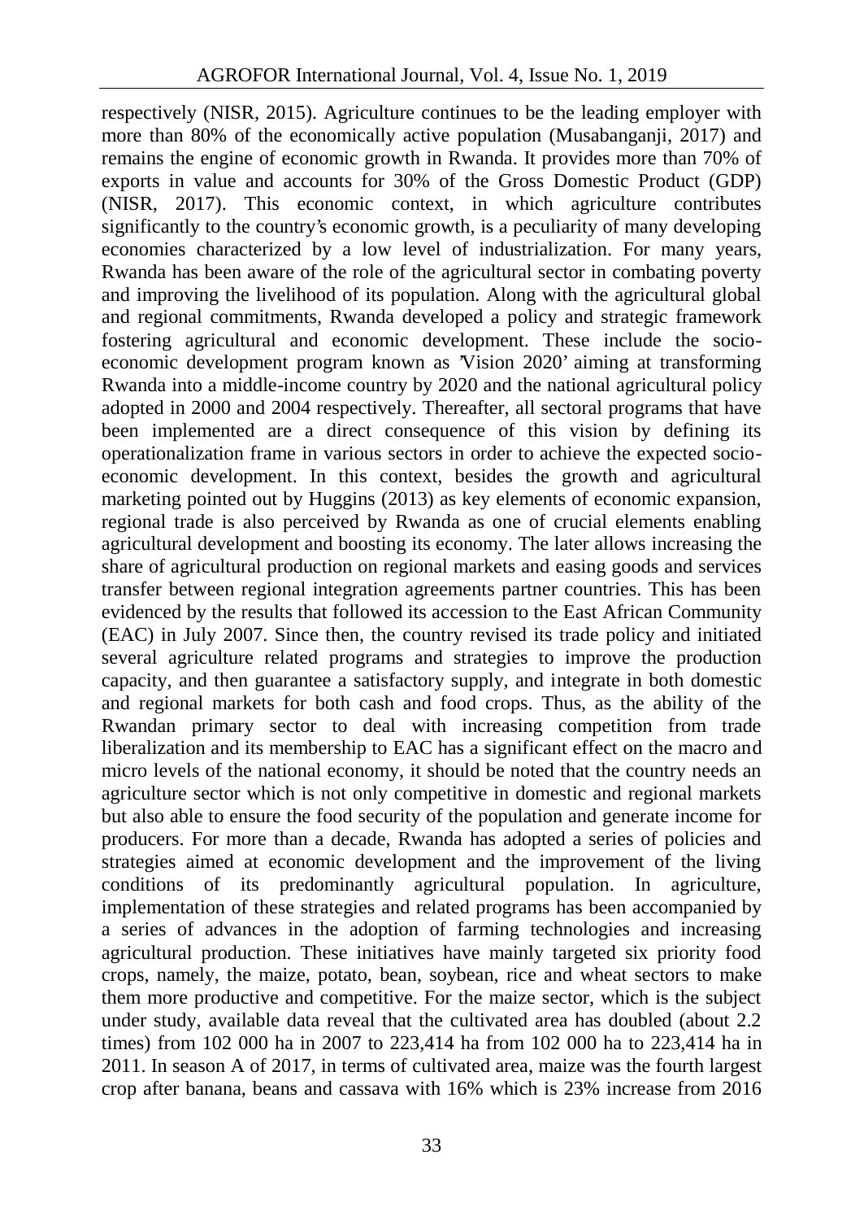respectively (NISR, 2015). Agriculture continues to be the leading employer with more than 80% of the economically active population (Musabanganji, 2017) and remains the engine of economic growth in Rwanda. It provides more than 70% of exports in value and accounts for 30% of the Gross Domestic Product (GDP) (NISR, 2017). This economic context, in which agriculture contributes significantly to the country's economic growth, is a peculiarity of many developing economies characterized by a low level of industrialization. For many years, Rwanda has been aware of the role of the agricultural sector in combating poverty and improving the livelihood of its population. Along with the agricultural global and regional commitments, Rwanda developed a policy and strategic framework fostering agricultural and economic development. These include the socio-economic development program known as 'Vision 2020' aiming at transforming Rwanda into a middle-income country by 2020 and the national agricultural policy adopted in 2000 and 2004 respectively. Thereafter, all sectoral programs that have been implemented are a direct consequence of this vision by defining its operationalization frame in various sectors in order to achieve the expected socio-economic development. In this context, besides the growth and agricultural marketing pointed out by Huggins (2013) as key elements of economic expansion, regional trade is also perceived by Rwanda as one of crucial elements enabling agricultural development and boosting its economy. The later allows increasing the share of agricultural production on regional markets and easing goods and services transfer between regional integration agreements partner countries. This has been evidenced by the results that followed its accession to the East African Community (EAC) in July 2007. Since then, the country revised its trade policy and initiated several agriculture related programs and strategies to improve the production capacity, and then guarantee a satisfactory supply, and integrate in both domestic and regional markets for both cash and food crops. Thus, as the ability of the Rwandan primary sector to deal with increasing competition from trade liberalization and its membership to EAC has a significant effect on the macro and micro levels of the national economy, it should be noted that the country needs an agriculture sector which is not only competitive in domestic and regional markets but also able to ensure the food security of the population and generate income for producers. For more than a decade, Rwanda has adopted a series of policies and strategies aimed at economic development and the improvement of the living conditions of its predominantly agricultural population. In agriculture, implementation of these strategies and related programs has been accompanied by a series of advances in the adoption of farming technologies and increasing agricultural production. These initiatives have mainly targeted six priority food crops, namely, the maize, potato, bean, soybean, rice and wheat sectors to make them more productive and competitive. For the maize sector, which is the subject under study, available data reveal that the cultivated area has doubled (about 2.2 times) from 102 000 ha in 2007 to 223,414 ha from 102 000 ha to 223,414 ha in 2011. In season A of 2017, in terms of cultivated area, maize was the fourth largest crop after banana, beans and cassava with 16% which is 23% increase from 2016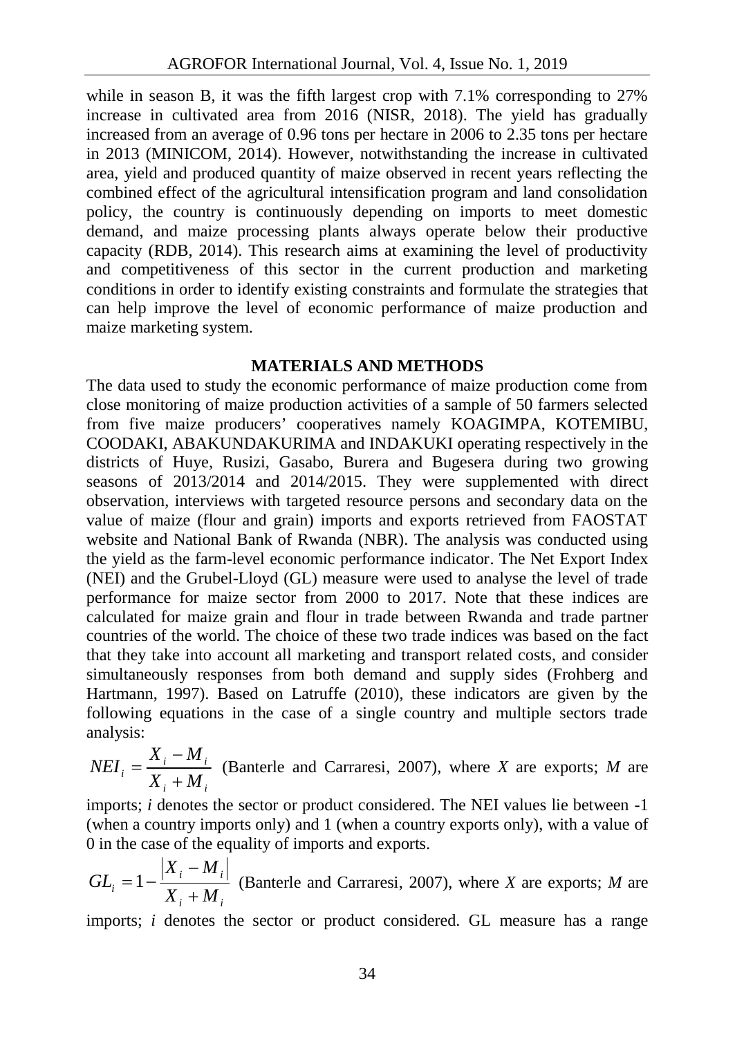while in season B, it was the fifth largest crop with 7.1% corresponding to 27% increase in cultivated area from 2016 (NISR, 2018). The yield has gradually increased from an average of 0.96 tons per hectare in 2006 to 2.35 tons per hectare in 2013 (MINICOM, 2014). However, notwithstanding the increase in cultivated area, yield and produced quantity of maize observed in recent years reflecting the combined effect of the agricultural intensification program and land consolidation policy, the country is continuously depending on imports to meet domestic demand, and maize processing plants always operate below their productive capacity (RDB, 2014). This research aims at examining the level of productivity and competitiveness of this sector in the current production and marketing conditions in order to identify existing constraints and formulate the strategies that can help improve the level of economic performance of maize production and maize marketing system.

## MATERIALS AND METHODS

The data used to study the economic performance of maize production come from close monitoring of maize production activities of a sample of 50 farmers selected from five maize producers' cooperatives namely KOAGIMPA, KOTEMIBU, COODAKI, ABAKUNDAKURIMA and INDAKUKI operating respectively in the districts of Huye, Rusizi, Gasabo, Burera and Bugesera during two growing seasons of 2013/2014 and 2014/2015. They were supplemented with direct observation, interviews with targeted resource persons and secondary data on the value of maize (flour and grain) imports and exports retrieved from FAOSTAT website and National Bank of Rwanda (NBR). The analysis was conducted using the yield as the farm-level economic performance indicator. The Net Export Index (NEI) and the Grubel-Lloyd (GL) measure were used to analyse the level of trade performance for maize sector from 2000 to 2017. Note that these indices are calculated for maize grain and flour in trade between Rwanda and trade partner countries of the world. The choice of these two trade indices was based on the fact that they take into account all marketing and transport related costs, and consider simultaneously responses from both demand and supply sides (Frohberg and Hartmann, 1997). Based on Latruffe (2010), these indicators are given by the following equations in the case of a single country and multiple sectors trade analysis:

$NEI_i = \dfrac{X_i - M_i}{X_i + M_i}$ (Banterle and Carraresi, 2007), where *X* are exports; *M* are imports; *i* denotes the sector or product considered. The NEI values lie between -1 (when a country imports only) and 1 (when a country exports only), with a value of 0 in the case of the equality of imports and exports.

$GL_i = 1 - \dfrac{|X_i - M_i|}{X_i + M_i}$ (Banterle and Carraresi, 2007), where *X* are exports; *M* are imports; *i* denotes the sector or product considered. GL measure has a range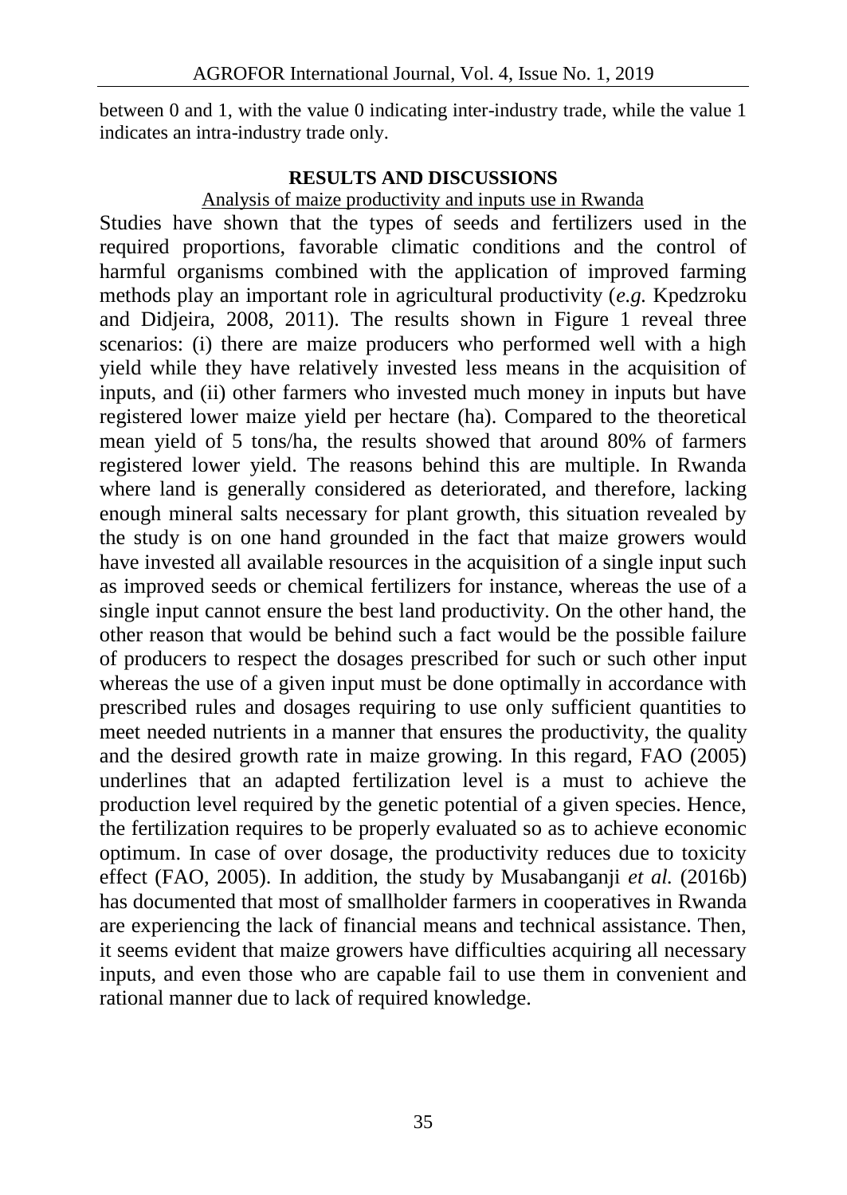between 0 and 1, with the value 0 indicating inter-industry trade, while the value 1 indicates an intra-industry trade only.

## RESULTS AND DISCUSSIONS

### Analysis of maize productivity and inputs use in Rwanda

Studies have shown that the types of seeds and fertilizers used in the required proportions, favorable climatic conditions and the control of harmful organisms combined with the application of improved farming methods play an important role in agricultural productivity (*e.g.* Kpedzroku and Didjeira, 2008, 2011). The results shown in Figure 1 reveal three scenarios: (i) there are maize producers who performed well with a high yield while they have relatively invested less means in the acquisition of inputs, and (ii) other farmers who invested much money in inputs but have registered lower maize yield per hectare (ha). Compared to the theoretical mean yield of 5 tons/ha, the results showed that around 80% of farmers registered lower yield. The reasons behind this are multiple. In Rwanda where land is generally considered as deteriorated, and therefore, lacking enough mineral salts necessary for plant growth, this situation revealed by the study is on one hand grounded in the fact that maize growers would have invested all available resources in the acquisition of a single input such as improved seeds or chemical fertilizers for instance, whereas the use of a single input cannot ensure the best land productivity. On the other hand, the other reason that would be behind such a fact would be the possible failure of producers to respect the dosages prescribed for such or such other input whereas the use of a given input must be done optimally in accordance with prescribed rules and dosages requiring to use only sufficient quantities to meet needed nutrients in a manner that ensures the productivity, the quality and the desired growth rate in maize growing. In this regard, FAO (2005) underlines that an adapted fertilization level is a must to achieve the production level required by the genetic potential of a given species. Hence, the fertilization requires to be properly evaluated so as to achieve economic optimum. In case of over dosage, the productivity reduces due to toxicity effect (FAO, 2005). In addition, the study by Musabanganji *et al.* (2016b) has documented that most of smallholder farmers in cooperatives in Rwanda are experiencing the lack of financial means and technical assistance. Then, it seems evident that maize growers have difficulties acquiring all necessary inputs, and even those who are capable fail to use them in convenient and rational manner due to lack of required knowledge.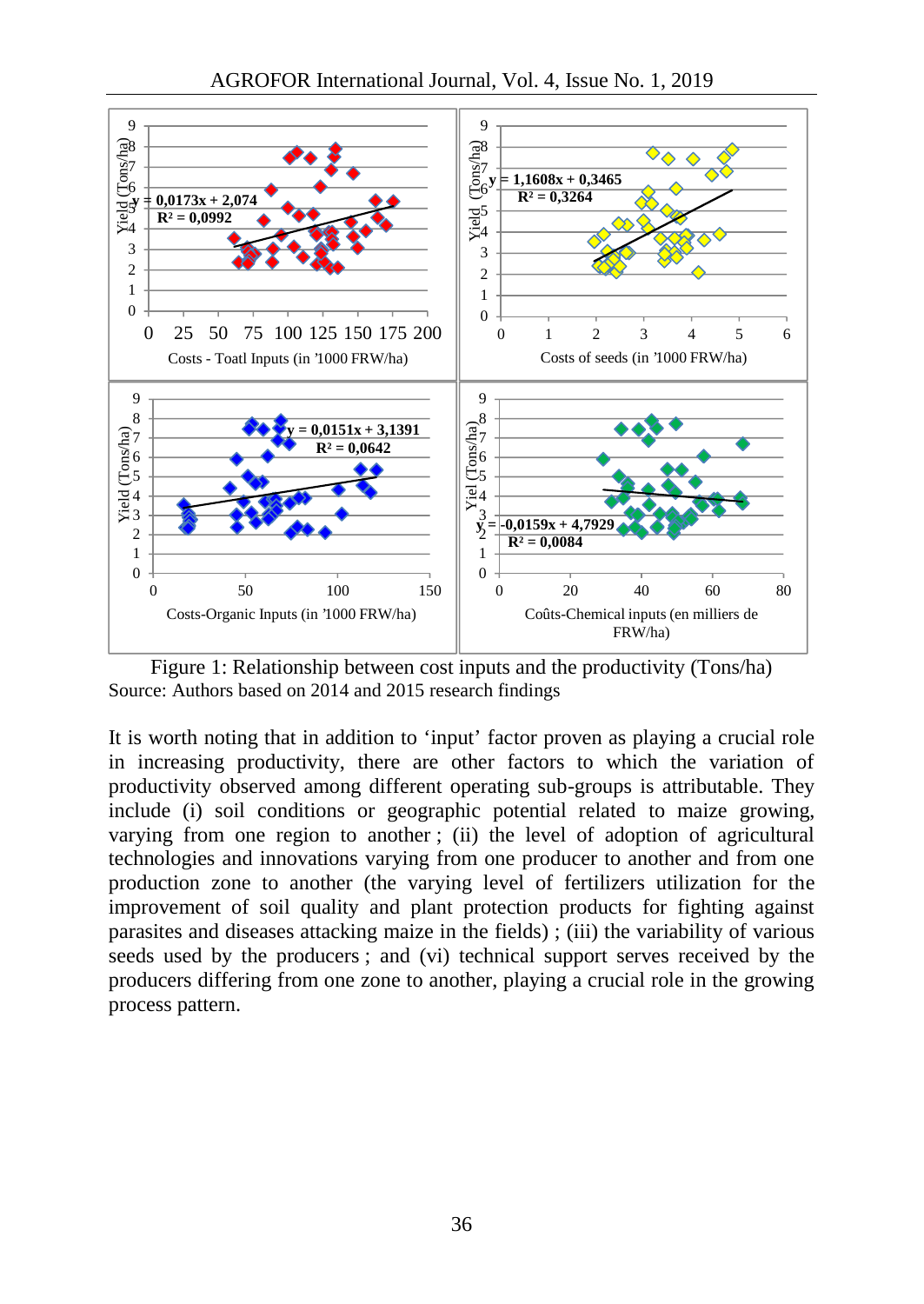Figure 1: Relationship between cost inputs and the productivity (Tons/ha)

Source: Authors based on 2014 and 2015 research findings

It is worth noting that in addition to 'input' factor proven as playing a crucial role in increasing productivity, there are other factors to which the variation of productivity observed among different operating sub-groups is attributable. They include (i) soil conditions or geographic potential related to maize growing, varying from one region to another ; (ii) the level of adoption of agricultural technologies and innovations varying from one producer to another and from one production zone to another (the varying level of fertilizers utilization for the improvement of soil quality and plant protection products for fighting against parasites and diseases attacking maize in the fields) ; (iii) the variability of various seeds used by the producers ; and (vi) technical support serves received by the producers differing from one zone to another, playing a crucial role in the growing process pattern.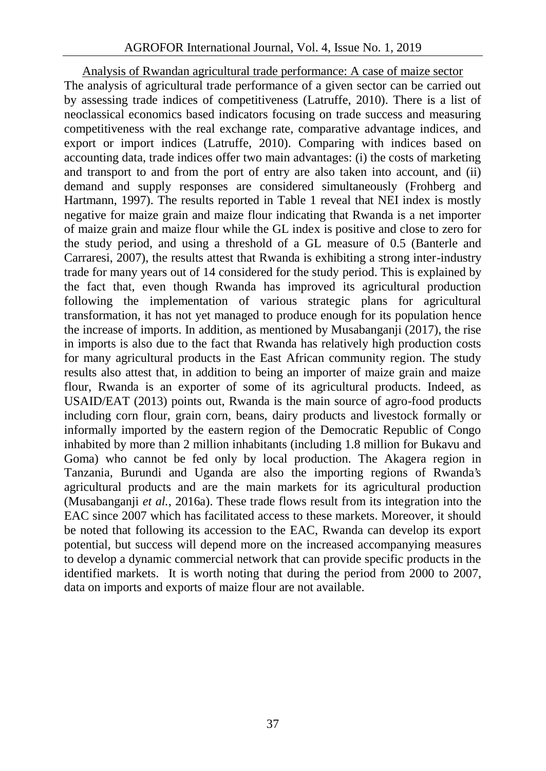## Analysis of Rwandan agricultural trade performance: A case of maize sector

The analysis of agricultural trade performance of a given sector can be carried out by assessing trade indices of competitiveness (Latruffe, 2010). There is a list of neoclassical economics based indicators focusing on trade success and measuring competitiveness with the real exchange rate, comparative advantage indices, and export or import indices (Latruffe, 2010). Comparing with indices based on accounting data, trade indices offer two main advantages: (i) the costs of marketing and transport to and from the port of entry are also taken into account, and (ii) demand and supply responses are considered simultaneously (Frohberg and Hartmann, 1997). The results reported in Table 1 reveal that NEI index is mostly negative for maize grain and maize flour indicating that Rwanda is a net importer of maize grain and maize flour while the GL index is positive and close to zero for the study period, and using a threshold of a GL measure of 0.5 (Banterle and Carraresi, 2007), the results attest that Rwanda is exhibiting a strong inter-industry trade for many years out of 14 considered for the study period. This is explained by the fact that, even though Rwanda has improved its agricultural production following the implementation of various strategic plans for agricultural transformation, it has not yet managed to produce enough for its population hence the increase of imports. In addition, as mentioned by Musabanganji (2017), the rise in imports is also due to the fact that Rwanda has relatively high production costs for many agricultural products in the East African community region. The study results also attest that, in addition to being an importer of maize grain and maize flour, Rwanda is an exporter of some of its agricultural products. Indeed, as USAID/EAT (2013) points out, Rwanda is the main source of agro-food products including corn flour, grain corn, beans, dairy products and livestock formally or informally imported by the eastern region of the Democratic Republic of Congo inhabited by more than 2 million inhabitants (including 1.8 million for Bukavu and Goma) who cannot be fed only by local production. The Akagera region in Tanzania, Burundi and Uganda are also the importing regions of Rwanda's agricultural products and are the main markets for its agricultural production (Musabanganji *et al.*, 2016a). These trade flows result from its integration into the EAC since 2007 which has facilitated access to these markets. Moreover, it should be noted that following its accession to the EAC, Rwanda can develop its export potential, but success will depend more on the increased accompanying measures to develop a dynamic commercial network that can provide specific products in the identified markets. It is worth noting that during the period from 2000 to 2007, data on imports and exports of maize flour are not available.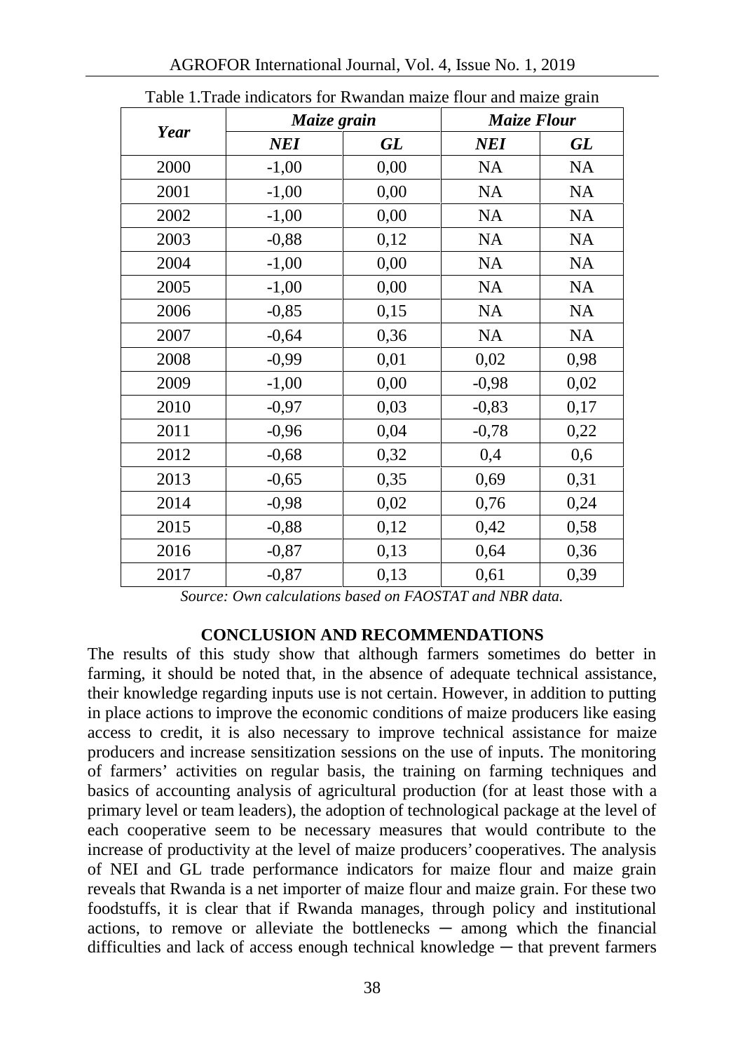Table 1.Trade indicators for Rwandan maize flour and maize grain

| *Year* | *Maize grain* | | *Maize Flour* | |
|---|---|---|---|---|
| | ***NEI*** | ***GL*** | ***NEI*** | ***GL*** |
| 2000 | -1,00 | 0,00 | NA | NA |
| 2001 | -1,00 | 0,00 | NA | NA |
| 2002 | -1,00 | 0,00 | NA | NA |
| 2003 | -0,88 | 0,12 | NA | NA |
| 2004 | -1,00 | 0,00 | NA | NA |
| 2005 | -1,00 | 0,00 | NA | NA |
| 2006 | -0,85 | 0,15 | NA | NA |
| 2007 | -0,64 | 0,36 | NA | NA |
| 2008 | -0,99 | 0,01 | 0,02 | 0,98 |
| 2009 | -1,00 | 0,00 | -0,98 | 0,02 |
| 2010 | -0,97 | 0,03 | -0,83 | 0,17 |
| 2011 | -0,96 | 0,04 | -0,78 | 0,22 |
| 2012 | -0,68 | 0,32 | 0,4 | 0,6 |
| 2013 | -0,65 | 0,35 | 0,69 | 0,31 |
| 2014 | -0,98 | 0,02 | 0,76 | 0,24 |
| 2015 | -0,88 | 0,12 | 0,42 | 0,58 |
| 2016 | -0,87 | 0,13 | 0,64 | 0,36 |
| 2017 | -0,87 | 0,13 | 0,61 | 0,39 |

*Source: Own calculations based on FAOSTAT and NBR data.*

## CONCLUSION AND RECOMMENDATIONS

The results of this study show that although farmers sometimes do better in farming, it should be noted that, in the absence of adequate technical assistance, their knowledge regarding inputs use is not certain. However, in addition to putting in place actions to improve the economic conditions of maize producers like easing access to credit, it is also necessary to improve technical assistance for maize producers and increase sensitization sessions on the use of inputs. The monitoring of farmers' activities on regular basis, the training on farming techniques and basics of accounting analysis of agricultural production (for at least those with a primary level or team leaders), the adoption of technological package at the level of each cooperative seem to be necessary measures that would contribute to the increase of productivity at the level of maize producers' cooperatives. The analysis of NEI and GL trade performance indicators for maize flour and maize grain reveals that Rwanda is a net importer of maize flour and maize grain. For these two foodstuffs, it is clear that if Rwanda manages, through policy and institutional actions, to remove or alleviate the bottlenecks ─ among which the financial difficulties and lack of access enough technical knowledge ─ that prevent farmers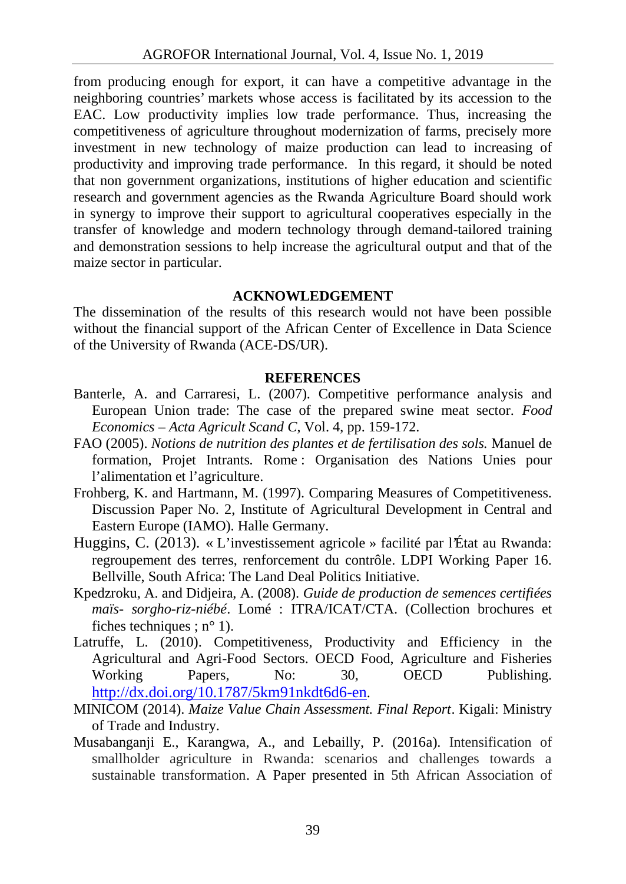from producing enough for export, it can have a competitive advantage in the neighboring countries' markets whose access is facilitated by its accession to the EAC. Low productivity implies low trade performance. Thus, increasing the competitiveness of agriculture throughout modernization of farms, precisely more investment in new technology of maize production can lead to increasing of productivity and improving trade performance. In this regard, it should be noted that non government organizations, institutions of higher education and scientific research and government agencies as the Rwanda Agriculture Board should work in synergy to improve their support to agricultural cooperatives especially in the transfer of knowledge and modern technology through demand-tailored training and demonstration sessions to help increase the agricultural output and that of the maize sector in particular.

## ACKNOWLEDGEMENT

The dissemination of the results of this research would not have been possible without the financial support of the African Center of Excellence in Data Science of the University of Rwanda (ACE-DS/UR).

## REFERENCES

Banterle, A. and Carraresi, L. (2007). Competitive performance analysis and European Union trade: The case of the prepared swine meat sector. *Food Economics – Acta Agricult Scand C*, Vol. 4, pp. 159-172.

FAO (2005). *Notions de nutrition des plantes et de fertilisation des sols.* Manuel de formation, Projet Intrants. Rome : Organisation des Nations Unies pour l'alimentation et l'agriculture.

Frohberg, K. and Hartmann, M. (1997). Comparing Measures of Competitiveness. Discussion Paper No. 2, Institute of Agricultural Development in Central and Eastern Europe (IAMO). Halle Germany.

Huggins, C. (2013). « L'investissement agricole » facilité par l'État au Rwanda: regroupement des terres, renforcement du contrôle. LDPI Working Paper 16. Bellville, South Africa: The Land Deal Politics Initiative.

Kpedzroku, A. and Didjeira, A. (2008). *Guide de production de semences certifiées maïs- sorgho-riz-niébé*. Lomé : ITRA/ICAT/CTA. (Collection brochures et fiches techniques ; n° 1).

Latruffe, L. (2010). Competitiveness, Productivity and Efficiency in the Agricultural and Agri-Food Sectors. OECD Food, Agriculture and Fisheries Working Papers, No: 30, OECD Publishing. http://dx.doi.org/10.1787/5km91nkdt6d6-en.

MINICOM (2014). *Maize Value Chain Assessment. Final Report*. Kigali: Ministry of Trade and Industry.

Musabanganji E., Karangwa, A., and Lebailly, P. (2016a). Intensification of smallholder agriculture in Rwanda: scenarios and challenges towards a sustainable transformation. A Paper presented in 5th African Association of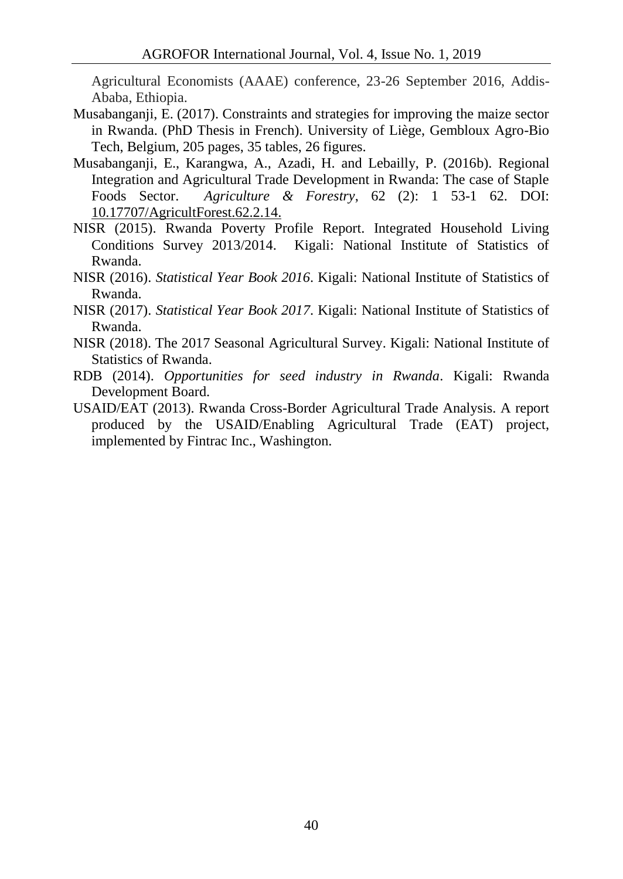Agricultural Economists (AAAE) conference, 23-26 September 2016, Addis-Ababa, Ethiopia.

Musabanganji, E. (2017). Constraints and strategies for improving the maize sector in Rwanda. (PhD Thesis in French). University of Liège, Gembloux Agro-Bio Tech, Belgium, 205 pages, 35 tables, 26 figures.

Musabanganji, E., Karangwa, A., Azadi, H. and Lebailly, P. (2016b). Regional Integration and Agricultural Trade Development in Rwanda: The case of Staple Foods Sector. *Agriculture & Forestry*, 62 (2): 1 53-1 62. DOI: 10.17707/AgricultForest.62.2.14.

NISR (2015). Rwanda Poverty Profile Report. Integrated Household Living Conditions Survey 2013/2014. Kigali: National Institute of Statistics of Rwanda.

NISR (2016). *Statistical Year Book 2016*. Kigali: National Institute of Statistics of Rwanda.

NISR (2017). *Statistical Year Book 2017*. Kigali: National Institute of Statistics of Rwanda.

NISR (2018). The 2017 Seasonal Agricultural Survey. Kigali: National Institute of Statistics of Rwanda.

RDB (2014). *Opportunities for seed industry in Rwanda*. Kigali: Rwanda Development Board.

USAID/EAT (2013). Rwanda Cross-Border Agricultural Trade Analysis. A report produced by the USAID/Enabling Agricultural Trade (EAT) project, implemented by Fintrac Inc., Washington.